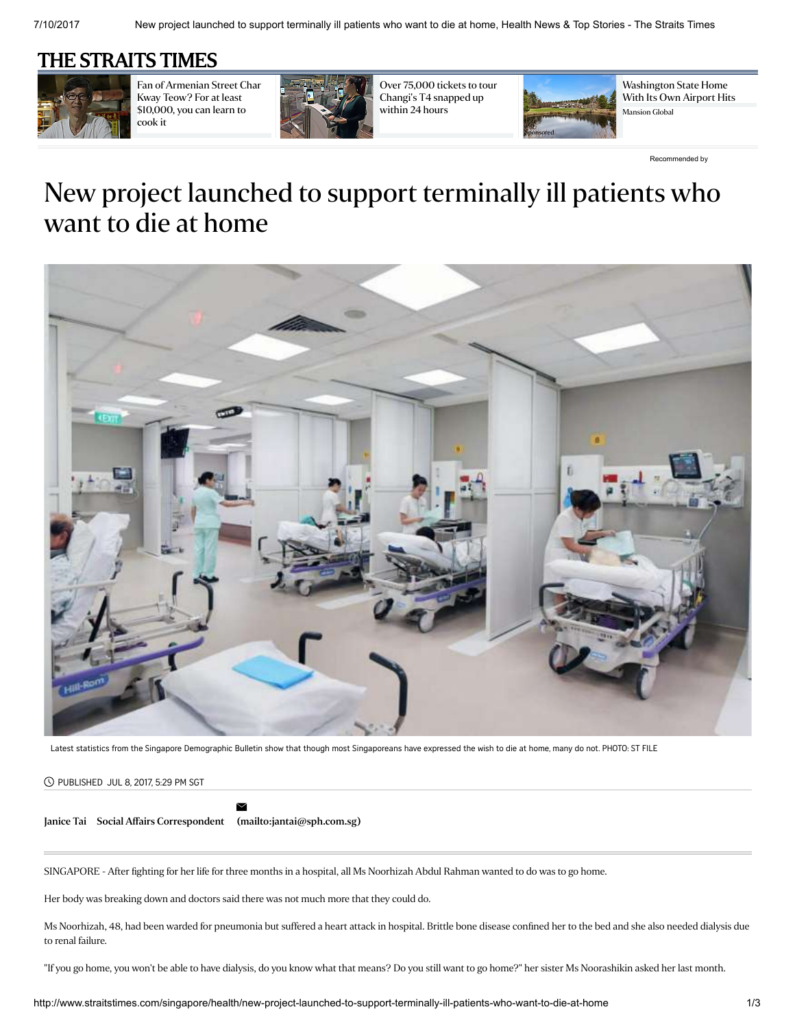# THE STRAITS TIMES

Fan of Armenian Street Char Kway Teow? For at least $10,000, you can learn to cook it

Over 75,000 tickets to tour Changi's T4 snapped up within 24 hours

Washington State Home With Its Own Airport Hits
Mansion Global

Recommended by

# New project launched to support terminally ill patients who want to die at home

Latest statistics from the Singapore Demographic Bulletin show that though most Singaporeans have expressed the wish to die at home, many do not. PHOTO: ST FILE

PUBLISHED JUL 8, 2017, 5:29 PM SGT

**Janice Tai** **Social Affairs Correspondent** **(mailto:jantai@sph.com.sg)**

SINGAPORE - After fighting for her life for three months in a hospital, all Ms Noorhizah Abdul Rahman wanted to do was to go home.

Her body was breaking down and doctors said there was not much more that they could do.

Ms Noorhizah, 48, had been warded for pneumonia but suffered a heart attack in hospital. Brittle bone disease confined her to the bed and she also needed dialysis due to renal failure.

"If you go home, you won't be able to have dialysis, do you know what that means? Do you still want to go home?" her sister Ms Noorashikin asked her last month.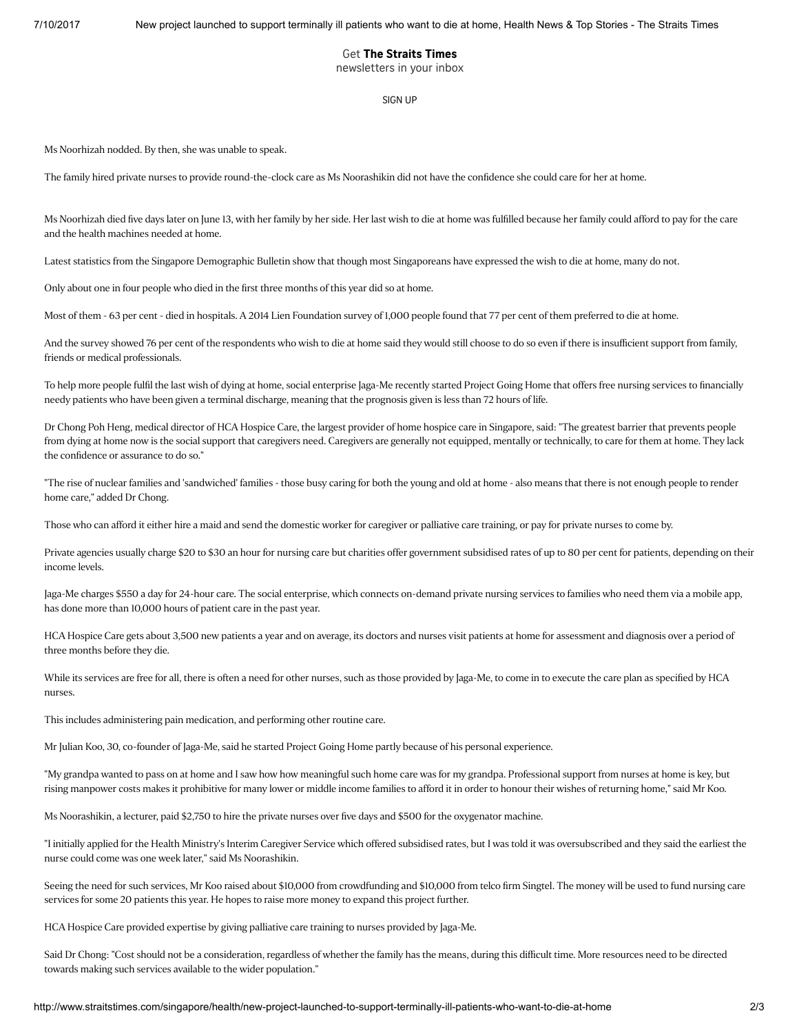Get **The Straits Times**
newsletters in your inbox

SIGN UP

Ms Noorhizah nodded. By then, she was unable to speak.

The family hired private nurses to provide round-the-clock care as Ms Noorashikin did not have the confidence she could care for her at home.

Ms Noorhizah died five days later on June 13, with her family by her side. Her last wish to die at home was fulfilled because her family could afford to pay for the care and the health machines needed at home.

Latest statistics from the Singapore Demographic Bulletin show that though most Singaporeans have expressed the wish to die at home, many do not.

Only about one in four people who died in the first three months of this year did so at home.

Most of them - 63 per cent - died in hospitals. A 2014 Lien Foundation survey of 1,000 people found that 77 per cent of them preferred to die at home.

And the survey showed 76 per cent of the respondents who wish to die at home said they would still choose to do so even if there is insufficient support from family, friends or medical professionals.

To help more people fulfil the last wish of dying at home, social enterprise Jaga-Me recently started Project Going Home that offers free nursing services to financially needy patients who have been given a terminal discharge, meaning that the prognosis given is less than 72 hours of life.

Dr Chong Poh Heng, medical director of HCA Hospice Care, the largest provider of home hospice care in Singapore, said: "The greatest barrier that prevents people from dying at home now is the social support that caregivers need. Caregivers are generally not equipped, mentally or technically, to care for them at home. They lack the confidence or assurance to do so."

"The rise of nuclear families and 'sandwiched' families - those busy caring for both the young and old at home - also means that there is not enough people to render home care," added Dr Chong.

Those who can afford it either hire a maid and send the domestic worker for caregiver or palliative care training, or pay for private nurses to come by.

Private agencies usually charge $20 to $30 an hour for nursing care but charities offer government subsidised rates of up to 80 per cent for patients, depending on their income levels.

Jaga-Me charges $550 a day for 24-hour care. The social enterprise, which connects on-demand private nursing services to families who need them via a mobile app, has done more than 10,000 hours of patient care in the past year.

HCA Hospice Care gets about 3,500 new patients a year and on average, its doctors and nurses visit patients at home for assessment and diagnosis over a period of three months before they die.

While its services are free for all, there is often a need for other nurses, such as those provided by Jaga-Me, to come in to execute the care plan as specified by HCA nurses.

This includes administering pain medication, and performing other routine care.

Mr Julian Koo, 30, co-founder of Jaga-Me, said he started Project Going Home partly because of his personal experience.

"My grandpa wanted to pass on at home and I saw how how meaningful such home care was for my grandpa. Professional support from nurses at home is key, but rising manpower costs makes it prohibitive for many lower or middle income families to afford it in order to honour their wishes of returning home," said Mr Koo.

Ms Noorashikin, a lecturer, paid $2,750 to hire the private nurses over five days and $500 for the oxygenator machine.

"I initially applied for the Health Ministry's Interim Caregiver Service which offered subsidised rates, but I was told it was oversubscribed and they said the earliest the nurse could come was one week later," said Ms Noorashikin.

Seeing the need for such services, Mr Koo raised about $10,000 from crowdfunding and $10,000 from telco firm Singtel. The money will be used to fund nursing care services for some 20 patients this year. He hopes to raise more money to expand this project further.

HCA Hospice Care provided expertise by giving palliative care training to nurses provided by Jaga-Me.

Said Dr Chong: "Cost should not be a consideration, regardless of whether the family has the means, during this difficult time. More resources need to be directed towards making such services available to the wider population."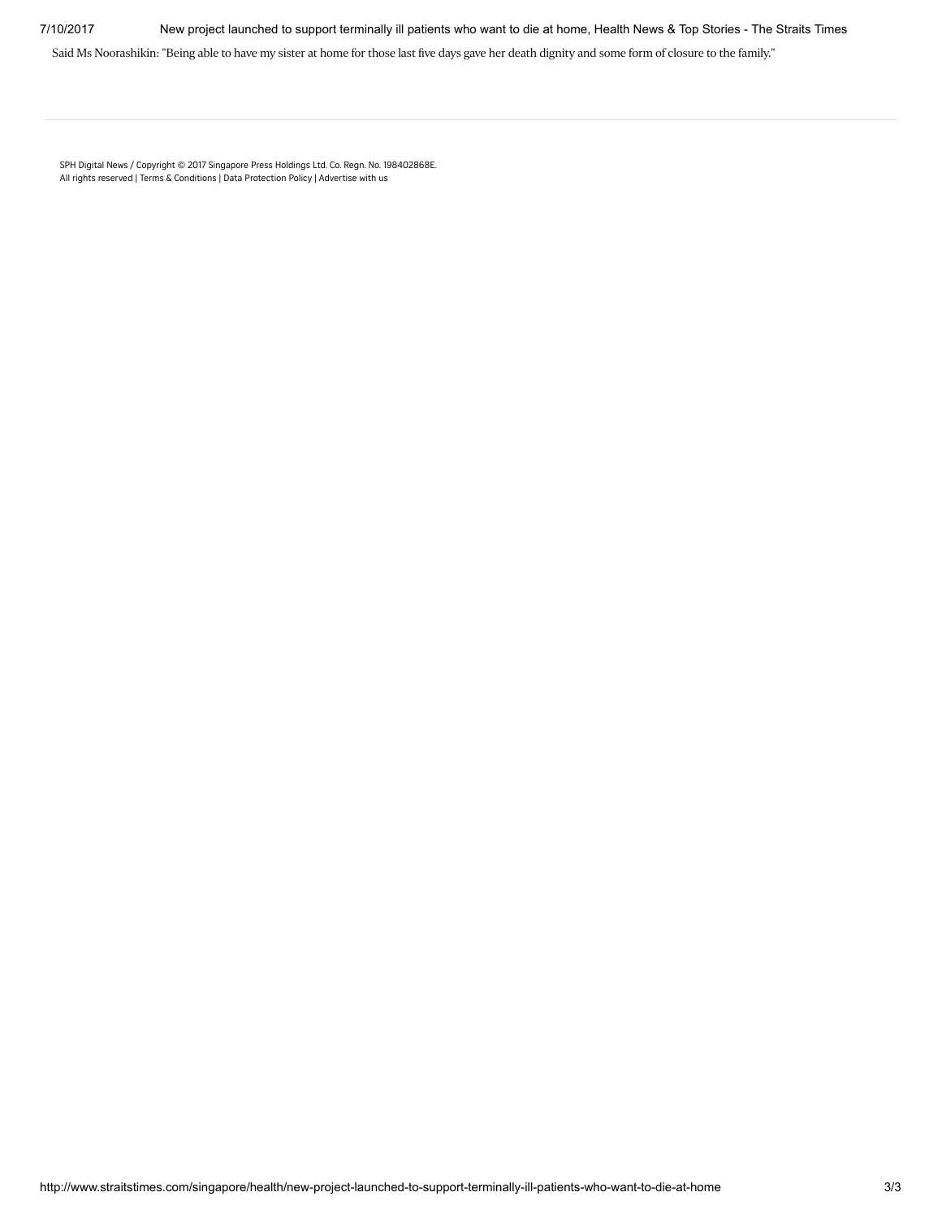Said Ms Noorashikin: "Being able to have my sister at home for those last five days gave her death dignity and some form of closure to the family."

SPH Digital News / Copyright © 2017 Singapore Press Holdings Ltd. Co. Regn. No. 198402868E.
All rights reserved | Terms & Conditions | Data Protection Policy | Advertise with us